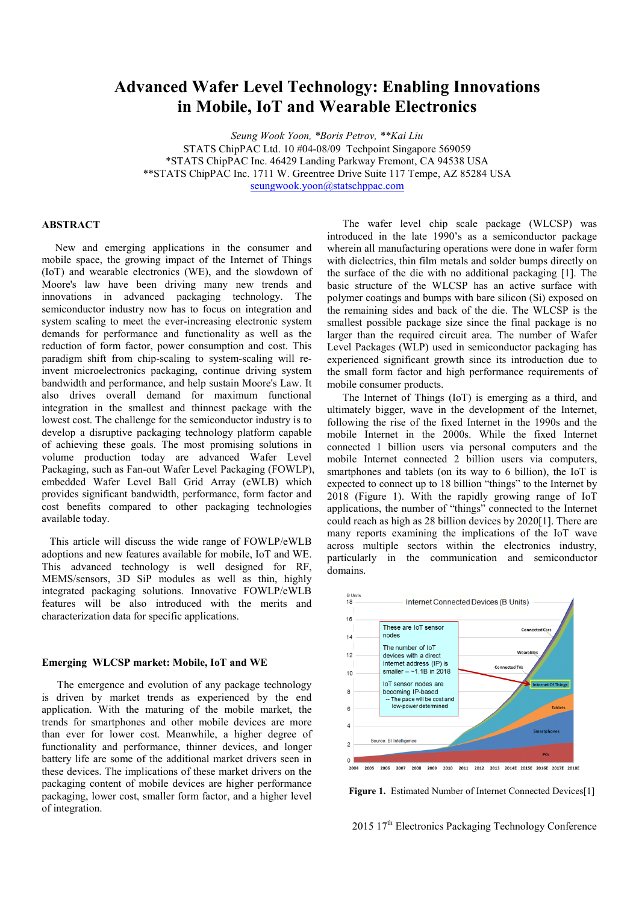# Advanced Wafer Level Technology: Enabling Innovations in Mobile, IoT and Wearable Electronics

*Seung Wook Yoon, \*Boris Petrov, \*\*Kai Liu*

STATS ChipPAC Ltd. 10 #04-08/09 Techpoint Singapore 569059

\*STATS ChipPAC Inc. 46429 Landing Parkway Fremont, CA 94538 USA

\*\*STATS ChipPAC Inc. 1711 W. Greentree Drive Suite 117 Tempe, AZ 85284 USA

seungwook.yoon@statschippac.com

## ABSTRACT

New and emerging applications in the consumer and mobile space, the growing impact of the Internet of Things (IoT) and wearable electronics (WE), and the slowdown of Moore's law have been driving many new trends and innovations in advanced packaging technology. The semiconductor industry now has to focus on integration and system scaling to meet the ever-increasing electronic system demands for performance and functionality as well as the reduction of form factor, power consumption and cost. This paradigm shift from chip-scaling to system-scaling will re-invent microelectronics packaging, continue driving system bandwidth and performance, and help sustain Moore's Law. It also drives overall demand for maximum functional integration in the smallest and thinnest package with the lowest cost. The challenge for the semiconductor industry is to develop a disruptive packaging technology platform capable of achieving these goals. The most promising solutions in volume production today are advanced Wafer Level Packaging, such as Fan-out Wafer Level Packaging (FOWLP), embedded Wafer Level Ball Grid Array (eWLB) which provides significant bandwidth, performance, form factor and cost benefits compared to other packaging technologies available today.

This article will discuss the wide range of FOWLP/eWLB adoptions and new features available for mobile, IoT and WE. This advanced technology is well designed for RF, MEMS/sensors, 3D SiP modules as well as thin, highly integrated packaging solutions. Innovative FOWLP/eWLB features will be also introduced with the merits and characterization data for specific applications.

## Emerging WLCSP market: Mobile, IoT and WE

The emergence and evolution of any package technology is driven by market trends as experienced by the end application. With the maturing of the mobile market, the trends for smartphones and other mobile devices are more than ever for lower cost. Meanwhile, a higher degree of functionality and performance, thinner devices, and longer battery life are some of the additional market drivers seen in these devices. The implications of these market drivers on the packaging content of mobile devices are higher performance packaging, lower cost, smaller form factor, and a higher level of integration.

The wafer level chip scale package (WLCSP) was introduced in the late 1990's as a semiconductor package wherein all manufacturing operations were done in wafer form with dielectrics, thin film metals and solder bumps directly on the surface of the die with no additional packaging [1]. The basic structure of the WLCSP has an active surface with polymer coatings and bumps with bare silicon (Si) exposed on the remaining sides and back of the die. The WLCSP is the smallest possible package size since the final package is no larger than the required circuit area. The number of Wafer Level Packages (WLP) used in semiconductor packaging has experienced significant growth since its introduction due to the small form factor and high performance requirements of mobile consumer products.

The Internet of Things (IoT) is emerging as a third, and ultimately bigger, wave in the development of the Internet, following the rise of the fixed Internet in the 1990s and the mobile Internet in the 2000s. While the fixed Internet connected 1 billion users via personal computers and the mobile Internet connected 2 billion users via computers, smartphones and tablets (on its way to 6 billion), the IoT is expected to connect up to 18 billion "things" to the Internet by 2018 (Figure 1). With the rapidly growing range of IoT applications, the number of "things" connected to the Internet could reach as high as 28 billion devices by 2020[1]. There are many reports examining the implications of the IoT wave across multiple sectors within the electronics industry, particularly in the communication and semiconductor domains.

**Figure 1.** Estimated Number of Internet Connected Devices[1]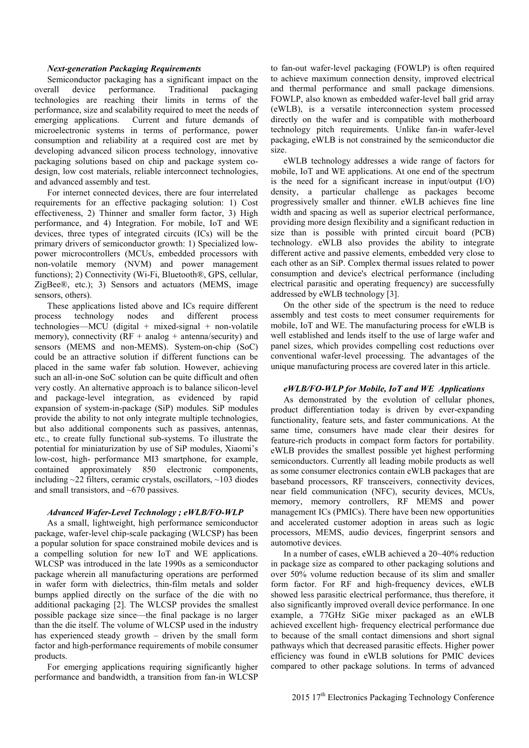### *Next-generation Packaging Requirements*

Semiconductor packaging has a significant impact on the overall device performance. Traditional packaging technologies are reaching their limits in terms of the performance, size and scalability required to meet the needs of emerging applications. Current and future demands of microelectronic systems in terms of performance, power consumption and reliability at a required cost are met by developing advanced silicon process technology, innovative packaging solutions based on chip and package system co-design, low cost materials, reliable interconnect technologies, and advanced assembly and test.

For internet connected devices, there are four interrelated requirements for an effective packaging solution: 1) Cost effectiveness, 2) Thinner and smaller form factor, 3) High performance, and 4) Integration. For mobile, IoT and WE devices, three types of integrated circuits (ICs) will be the primary drivers of semiconductor growth: 1) Specialized low-power microcontrollers (MCUs, embedded processors with non-volatile memory (NVM) and power management functions); 2) Connectivity (Wi-Fi, Bluetooth®, GPS, cellular, ZigBee®, etc.); 3) Sensors and actuators (MEMS, image sensors, others).

These applications listed above and ICs require different process technology nodes and different process technologies—MCU (digital + mixed-signal + non-volatile memory), connectivity (RF + analog + antenna/security) and sensors (MEMS and non-MEMS). System-on-chip (SoC) could be an attractive solution if different functions can be placed in the same wafer fab solution. However, achieving such an all-in-one SoC solution can be quite difficult and often very costly. An alternative approach is to balance silicon-level and package-level integration, as evidenced by rapid expansion of system-in-package (SiP) modules. SiP modules provide the ability to not only integrate multiple technologies, but also additional components such as passives, antennas, etc., to create fully functional sub-systems. To illustrate the potential for miniaturization by use of SiP modules, Xiaomi's low-cost, high- performance MI3 smartphone, for example, contained approximately 850 electronic components, including ~22 filters, ceramic crystals, oscillators, ~103 diodes and small transistors, and ~670 passives.

### *Advanced Wafer-Level Technology ; eWLB/FO-WLP*

As a small, lightweight, high performance semiconductor package, wafer-level chip-scale packaging (WLCSP) has been a popular solution for space constrained mobile devices and is a compelling solution for new IoT and WE applications. WLCSP was introduced in the late 1990s as a semiconductor package wherein all manufacturing operations are performed in wafer form with dielectrics, thin-film metals and solder bumps applied directly on the surface of the die with no additional packaging [2]. The WLCSP provides the smallest possible package size since—the final package is no larger than the die itself. The volume of WLCSP used in the industry has experienced steady growth – driven by the small form factor and high-performance requirements of mobile consumer products.

For emerging applications requiring significantly higher performance and bandwidth, a transition from fan-in WLCSP to fan-out wafer-level packaging (FOWLP) is often required to achieve maximum connection density, improved electrical and thermal performance and small package dimensions. FOWLP, also known as embedded wafer-level ball grid array (eWLB), is a versatile interconnection system processed directly on the wafer and is compatible with motherboard technology pitch requirements. Unlike fan-in wafer-level packaging, eWLB is not constrained by the semiconductor die size.

eWLB technology addresses a wide range of factors for mobile, IoT and WE applications. At one end of the spectrum is the need for a significant increase in input/output (I/O) density, a particular challenge as packages become progressively smaller and thinner. eWLB achieves fine line width and spacing as well as superior electrical performance, providing more design flexibility and a significant reduction in size than is possible with printed circuit board (PCB) technology. eWLB also provides the ability to integrate different active and passive elements, embedded very close to each other as an SiP. Complex thermal issues related to power consumption and device's electrical performance (including electrical parasitic and operating frequency) are successfully addressed by eWLB technology [3].

On the other side of the spectrum is the need to reduce assembly and test costs to meet consumer requirements for mobile, IoT and WE. The manufacturing process for eWLB is well established and lends itself to the use of large wafer and panel sizes, which provides compelling cost reductions over conventional wafer-level processing. The advantages of the unique manufacturing process are covered later in this article.

### *eWLB/FO-WLP for Mobile, IoT and WE Applications*

As demonstrated by the evolution of cellular phones, product differentiation today is driven by ever-expanding functionality, feature sets, and faster communications. At the same time, consumers have made clear their desires for feature-rich products in compact form factors for portability. eWLB provides the smallest possible yet highest performing semiconductors. Currently all leading mobile products as well as some consumer electronics contain eWLB packages that are baseband processors, RF transceivers, connectivity devices, near field communication (NFC), security devices, MCUs, memory, memory controllers, RF MEMS and power management ICs (PMICs). There have been new opportunities and accelerated customer adoption in areas such as logic processors, MEMS, audio devices, fingerprint sensors and automotive devices.

In a number of cases, eWLB achieved a 20~40% reduction in package size as compared to other packaging solutions and over 50% volume reduction because of its slim and smaller form factor. For RF and high-frequency devices, eWLB showed less parasitic electrical performance, thus therefore, it also significantly improved overall device performance. In one example, a 77GHz SiGe mixer packaged as an eWLB achieved excellent high- frequency electrical performance due to because of the small contact dimensions and short signal pathways which that decreased parasitic effects. Higher power efficiency was found in eWLB solutions for PMIC devices compared to other package solutions. In terms of advanced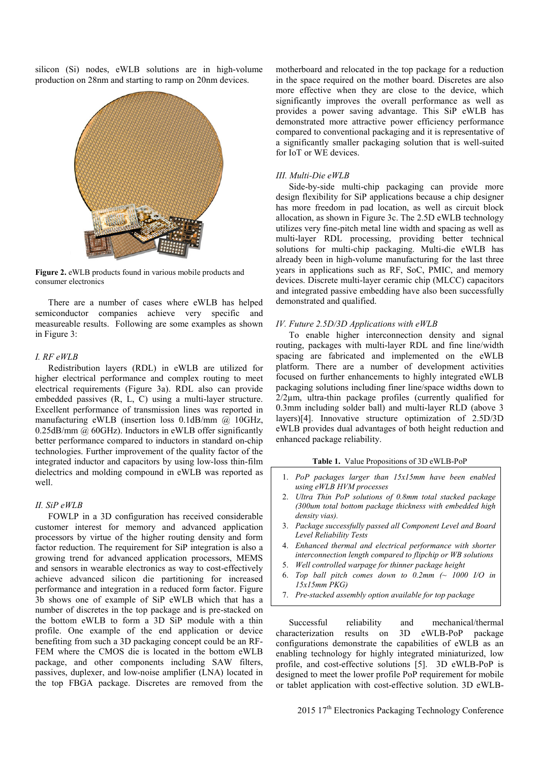silicon (Si) nodes, eWLB solutions are in high-volume production on 28nm and starting to ramp on 20nm devices.

**Figure 2.** eWLB products found in various mobile products and consumer electronics

There are a number of cases where eWLB has helped semiconductor companies achieve very specific and measureable results. Following are some examples as shown in Figure 3:

### *I. RF eWLB*

Redistribution layers (RDL) in eWLB are utilized for higher electrical performance and complex routing to meet electrical requirements (Figure 3a). RDL also can provide embedded passives (R, L, C) using a multi-layer structure. Excellent performance of transmission lines was reported in manufacturing eWLB (insertion loss 0.1dB/mm @ 10GHz, 0.25dB/mm @ 60GHz). Inductors in eWLB offer significantly better performance compared to inductors in standard on-chip technologies. Further improvement of the quality factor of the integrated inductor and capacitors by using low-loss thin-film dielectrics and molding compound in eWLB was reported as well.

### *II. SiP eWLB*

FOWLP in a 3D configuration has received considerable customer interest for memory and advanced application processors by virtue of the higher routing density and form factor reduction. The requirement for SiP integration is also a growing trend for advanced application processors, MEMS and sensors in wearable electronics as way to cost-effectively achieve advanced silicon die partitioning for increased performance and integration in a reduced form factor. Figure 3b shows one of example of SiP eWLB which that has a number of discretes in the top package and is pre-stacked on the bottom eWLB to form a 3D SiP module with a thin profile. One example of the end application or device benefiting from such a 3D packaging concept could be an RF-FEM where the CMOS die is located in the bottom eWLB package, and other components including SAW filters, passives, duplexer, and low-noise amplifier (LNA) located in the top FBGA package. Discretes are removed from the motherboard and relocated in the top package for a reduction in the space required on the mother board. Discretes are also more effective when they are close to the device, which significantly improves the overall performance as well as provides a power saving advantage. This SiP eWLB has demonstrated more attractive power efficiency performance compared to conventional packaging and it is representative of a significantly smaller packaging solution that is well-suited for IoT or WE devices.

### *III. Multi-Die eWLB*

Side-by-side multi-chip packaging can provide more design flexibility for SiP applications because a chip designer has more freedom in pad location, as well as circuit block allocation, as shown in Figure 3c. The 2.5D eWLB technology utilizes very fine-pitch metal line width and spacing as well as multi-layer RDL processing, providing better technical solutions for multi-chip packaging. Multi-die eWLB has already been in high-volume manufacturing for the last three years in applications such as RF, SoC, PMIC, and memory devices. Discrete multi-layer ceramic chip (MLCC) capacitors and integrated passive embedding have also been successfully demonstrated and qualified.

### *IV. Future 2.5D/3D Applications with eWLB*

To enable higher interconnection density and signal routing, packages with multi-layer RDL and fine line/width spacing are fabricated and implemented on the eWLB platform. There are a number of development activities focused on further enhancements to highly integrated eWLB packaging solutions including finer line/space widths down to 2/2µm, ultra-thin package profiles (currently qualified for 0.3mm including solder ball) and multi-layer RLD (above 3 layers)[4]. Innovative structure optimization of 2.5D/3D eWLB provides dual advantages of both height reduction and enhanced package reliability.

**Table 1.** Value Propositions of 3D eWLB-PoP

1. *PoP packages larger than 15x15mm have been enabled using eWLB HVM processes*
2. *Ultra Thin PoP solutions of 0.8mm total stacked package (300um total bottom package thickness with embedded high density vias).*
3. *Package successfully passed all Component Level and Board Level Reliability Tests*
4. *Enhanced thermal and electrical performance with shorter interconnection length compared to flipchip or WB solutions*
5. *Well controlled warpage for thinner package height*
6. *Top ball pitch comes down to 0.2mm (~ 1000 I/O in 15x15mm PKG)*
7. *Pre-stacked assembly option available for top package*

Successful reliability and mechanical/thermal characterization results on 3D eWLB-PoP package configurations demonstrate the capabilities of eWLB as an enabling technology for highly integrated miniaturized, low profile, and cost-effective solutions [5]. 3D eWLB-PoP is designed to meet the lower profile PoP requirement for mobile or tablet application with cost-effective solution. 3D eWLB-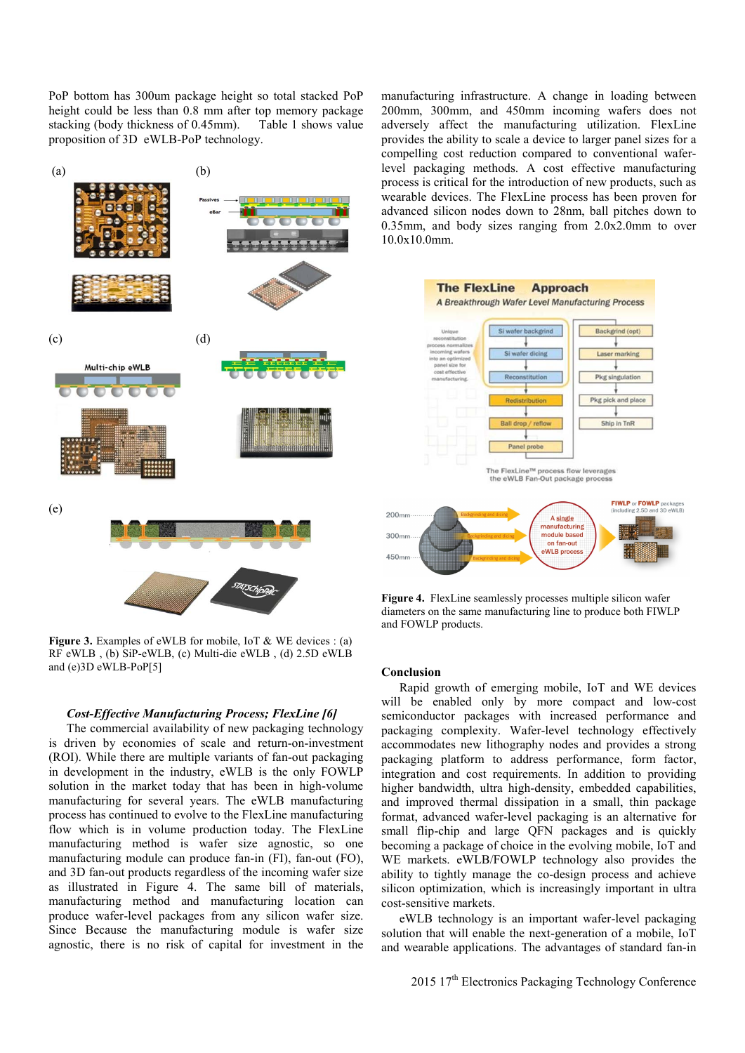PoP bottom has 300um package height so total stacked PoP height could be less than 0.8 mm after top memory package stacking (body thickness of 0.45mm). Table 1 shows value proposition of 3D eWLB-PoP technology.

**Figure 3.** Examples of eWLB for mobile, IoT & WE devices : (a) RF eWLB , (b) SiP-eWLB, (c) Multi-die eWLB , (d) 2.5D eWLB and (e)3D eWLB-PoP[5]

***Cost-Effective Manufacturing Process; FlexLine [6]***

The commercial availability of new packaging technology is driven by economies of scale and return-on-investment (ROI). While there are multiple variants of fan-out packaging in development in the industry, eWLB is the only FOWLP solution in the market today that has been in high-volume manufacturing for several years. The eWLB manufacturing process has continued to evolve to the FlexLine manufacturing flow which is in volume production today. The FlexLine manufacturing method is wafer size agnostic, so one manufacturing module can produce fan-in (FI), fan-out (FO), and 3D fan-out products regardless of the incoming wafer size as illustrated in Figure 4. The same bill of materials, manufacturing method and manufacturing location can produce wafer-level packages from any silicon wafer size. Since Because the manufacturing module is wafer size agnostic, there is no risk of capital for investment in the manufacturing infrastructure. A change in loading between 200mm, 300mm, and 450mm incoming wafers does not adversely affect the manufacturing utilization. FlexLine provides the ability to scale a device to larger panel sizes for a compelling cost reduction compared to conventional wafer-level packaging methods. A cost effective manufacturing process is critical for the introduction of new products, such as wearable devices. The FlexLine process has been proven for advanced silicon nodes down to 28nm, ball pitches down to 0.35mm, and body sizes ranging from 2.0x2.0mm to over 10.0x10.0mm.

**Figure 4.** FlexLine seamlessly processes multiple silicon wafer diameters on the same manufacturing line to produce both FIWLP and FOWLP products.

## Conclusion

Rapid growth of emerging mobile, IoT and WE devices will be enabled only by more compact and low-cost semiconductor packages with increased performance and packaging complexity. Wafer-level technology effectively accommodates new lithography nodes and provides a strong packaging platform to address performance, form factor, integration and cost requirements. In addition to providing higher bandwidth, ultra high-density, embedded capabilities, and improved thermal dissipation in a small, thin package format, advanced wafer-level packaging is an alternative for small flip-chip and large QFN packages and is quickly becoming a package of choice in the evolving mobile, IoT and WE markets. eWLB/FOWLP technology also provides the ability to tightly manage the co-design process and achieve silicon optimization, which is increasingly important in ultra cost-sensitive markets.

eWLB technology is an important wafer-level packaging solution that will enable the next-generation of a mobile, IoT and wearable applications. The advantages of standard fan-in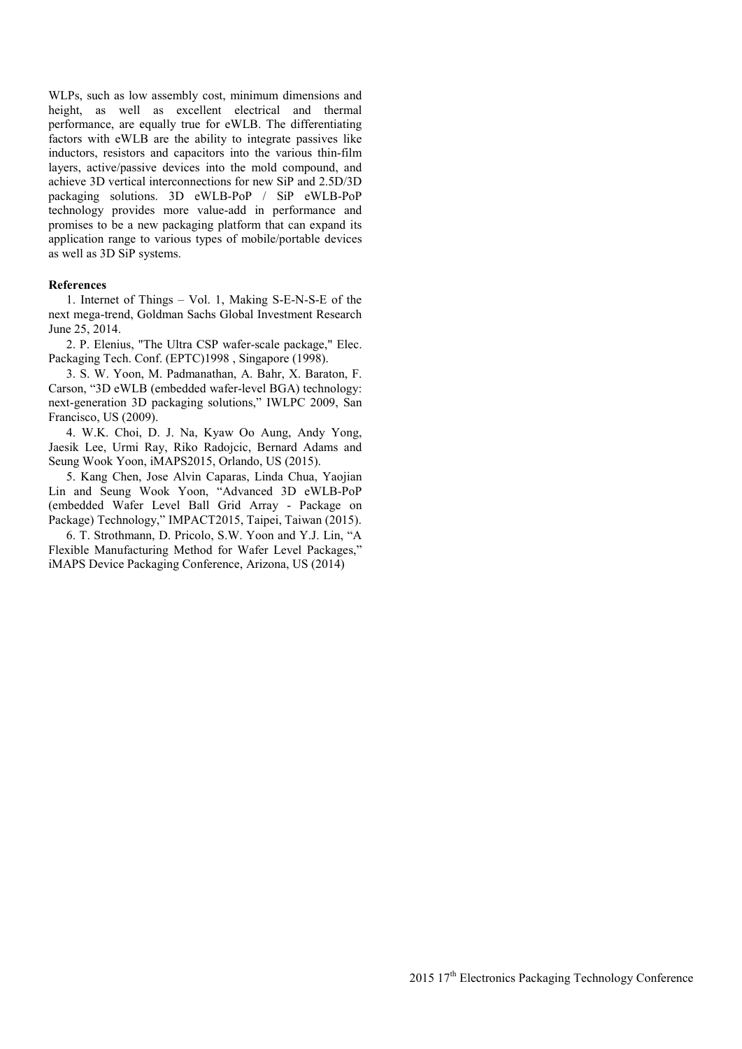WLPs, such as low assembly cost, minimum dimensions and height, as well as excellent electrical and thermal performance, are equally true for eWLB. The differentiating factors with eWLB are the ability to integrate passives like inductors, resistors and capacitors into the various thin-film layers, active/passive devices into the mold compound, and achieve 3D vertical interconnections for new SiP and 2.5D/3D packaging solutions. 3D eWLB-PoP / SiP eWLB-PoP technology provides more value-add in performance and promises to be a new packaging platform that can expand its application range to various types of mobile/portable devices as well as 3D SiP systems.

**References**

1. Internet of Things – Vol. 1, Making S-E-N-S-E of the next mega-trend, Goldman Sachs Global Investment Research June 25, 2014.

2. P. Elenius, "The Ultra CSP wafer-scale package," Elec. Packaging Tech. Conf. (EPTC)1998 , Singapore (1998).

3. S. W. Yoon, M. Padmanathan, A. Bahr, X. Baraton, F. Carson, "3D eWLB (embedded wafer-level BGA) technology: next-generation 3D packaging solutions," IWLPC 2009, San Francisco, US (2009).

4. W.K. Choi, D. J. Na, Kyaw Oo Aung, Andy Yong, Jaesik Lee, Urmi Ray, Riko Radojcic, Bernard Adams and Seung Wook Yoon, iMAPS2015, Orlando, US (2015).

5. Kang Chen, Jose Alvin Caparas, Linda Chua, Yaojian Lin and Seung Wook Yoon, "Advanced 3D eWLB-PoP (embedded Wafer Level Ball Grid Array - Package on Package) Technology," IMPACT2015, Taipei, Taiwan (2015).

6. T. Strothmann, D. Pricolo, S.W. Yoon and Y.J. Lin, "A Flexible Manufacturing Method for Wafer Level Packages," iMAPS Device Packaging Conference, Arizona, US (2014)